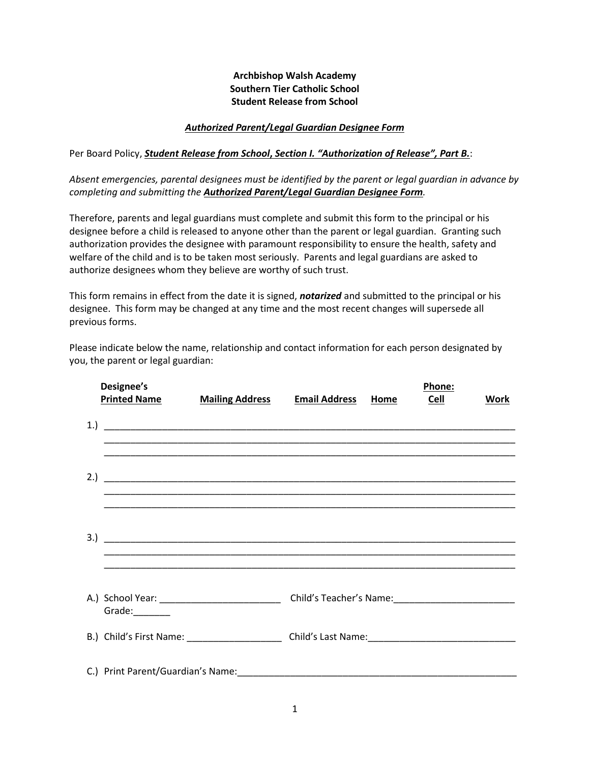**Archbishop Walsh Academy**
**Southern Tier Catholic School**
**Student Release from School**

***Authorized Parent/Legal Guardian Designee Form***

Per Board Policy, ***Student Release from School*, *Section I. "Authorization of Release", Part B.***:

*Absent emergencies, parental designees must be identified by the parent or legal guardian in advance by completing and submitting the* ***Authorized Parent/Legal Guardian Designee Form****.*

Therefore, parents and legal guardians must complete and submit this form to the principal or his designee before a child is released to anyone other than the parent or legal guardian. Granting such authorization provides the designee with paramount responsibility to ensure the health, safety and welfare of the child and is to be taken most seriously. Parents and legal guardians are asked to authorize designees whom they believe are worthy of such trust.

This form remains in effect from the date it is signed, ***notarized*** and submitted to the principal or his designee. This form may be changed at any time and the most recent changes will supersede all previous forms.

Please indicate below the name, relationship and contact information for each person designated by you, the parent or legal guardian:

| | Designee's Printed Name | Mailing Address | Email Address | Phone: Home | Phone: Cell | Phone: Work |
|---|---|---|---|---|---|---|
| 1.) | | | | | | |
| 2.) | | | | | | |
| 3.) | | | | | | |

A.) School Year: ______________________ Child's Teacher's Name: ______________________
Grade: _______

B.) Child's First Name: __________________ Child's Last Name: ____________________________

C.) Print Parent/Guardian's Name: ______________________________________________________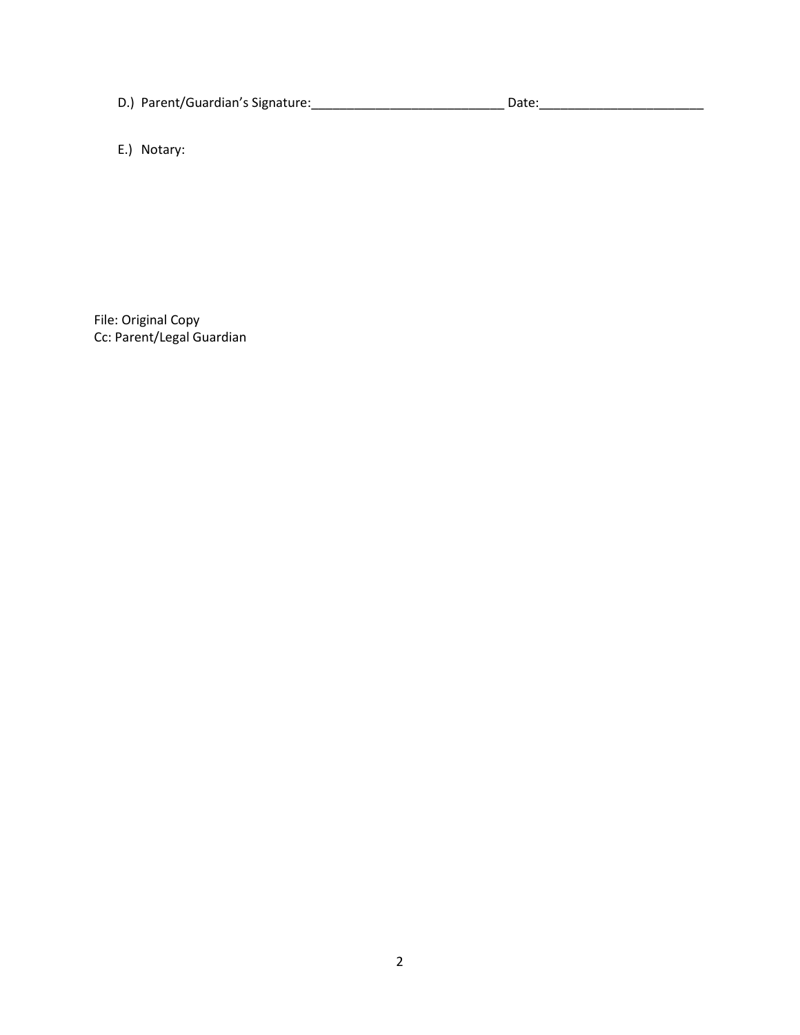D.) Parent/Guardian's Signature:___________________________ Date:_______________________

E.) Notary:

File: Original Copy
Cc: Parent/Legal Guardian